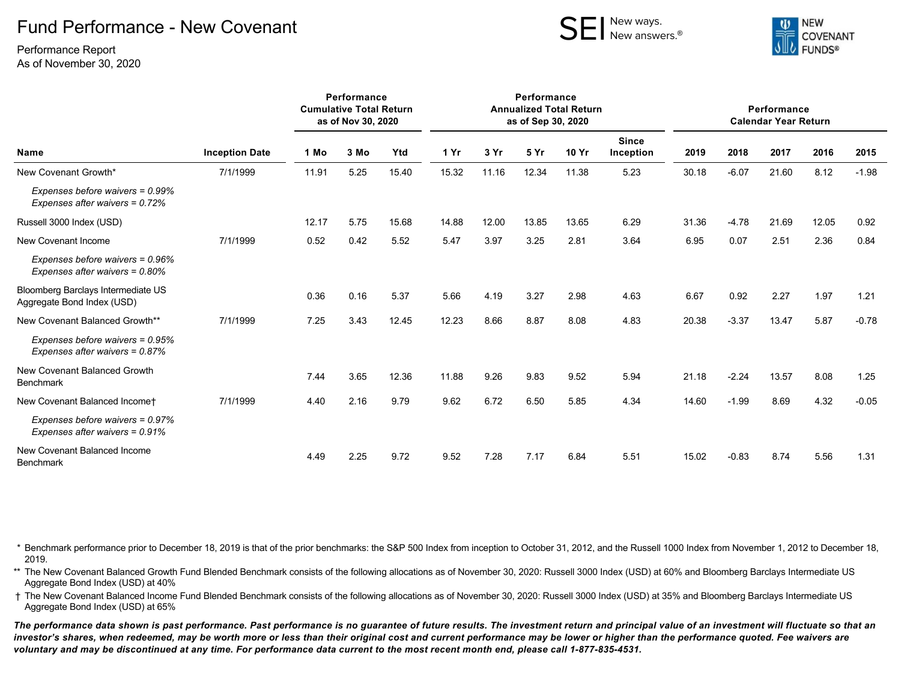# Fund Performance - New Covenant

Performance Report
As of November 30, 2020

SEI New ways. New answers.®

NEW COVENANT FUNDS®

| Name | Inception Date | Performance Cumulative Total Return as of Nov 30, 2020 | | | Performance Annualized Total Return as of Sep 30, 2020 | | | | | Performance Calendar Year Return | | | | |
|---|---|---|---|---|---|---|---|---|---|---|---|---|---|---|
| | | 1 Mo | 3 Mo | Ytd | 1 Yr | 3 Yr | 5 Yr | 10 Yr | Since Inception | 2019 | 2018 | 2017 | 2016 | 2015 |
| New Covenant Growth* | 7/1/1999 | 11.91 | 5.25 | 15.40 | 15.32 | 11.16 | 12.34 | 11.38 | 5.23 | 30.18 | -6.07 | 21.60 | 8.12 | -1.98 |
| *Expenses before waivers = 0.99%* *Expenses after waivers = 0.72%* | | | | | | | | | | | | | | |
| Russell 3000 Index (USD) | | 12.17 | 5.75 | 15.68 | 14.88 | 12.00 | 13.85 | 13.65 | 6.29 | 31.36 | -4.78 | 21.69 | 12.05 | 0.92 |
| New Covenant Income | 7/1/1999 | 0.52 | 0.42 | 5.52 | 5.47 | 3.97 | 3.25 | 2.81 | 3.64 | 6.95 | 0.07 | 2.51 | 2.36 | 0.84 |
| *Expenses before waivers = 0.96%* *Expenses after waivers = 0.80%* | | | | | | | | | | | | | | |
| Bloomberg Barclays Intermediate US Aggregate Bond Index (USD) | | 0.36 | 0.16 | 5.37 | 5.66 | 4.19 | 3.27 | 2.98 | 4.63 | 6.67 | 0.92 | 2.27 | 1.97 | 1.21 |
| New Covenant Balanced Growth** | 7/1/1999 | 7.25 | 3.43 | 12.45 | 12.23 | 8.66 | 8.87 | 8.08 | 4.83 | 20.38 | -3.37 | 13.47 | 5.87 | -0.78 |
| *Expenses before waivers = 0.95%* *Expenses after waivers = 0.87%* | | | | | | | | | | | | | | |
| New Covenant Balanced Growth Benchmark | | 7.44 | 3.65 | 12.36 | 11.88 | 9.26 | 9.83 | 9.52 | 5.94 | 21.18 | -2.24 | 13.57 | 8.08 | 1.25 |
| New Covenant Balanced Income† | 7/1/1999 | 4.40 | 2.16 | 9.79 | 9.62 | 6.72 | 6.50 | 5.85 | 4.34 | 14.60 | -1.99 | 8.69 | 4.32 | -0.05 |
| *Expenses before waivers = 0.97%* *Expenses after waivers = 0.91%* | | | | | | | | | | | | | | |
| New Covenant Balanced Income Benchmark | | 4.49 | 2.25 | 9.72 | 9.52 | 7.28 | 7.17 | 6.84 | 5.51 | 15.02 | -0.83 | 8.74 | 5.56 | 1.31 |

\* Benchmark performance prior to December 18, 2019 is that of the prior benchmarks: the S&P 500 Index from inception to October 31, 2012, and the Russell 1000 Index from November 1, 2012 to December 18, 2019.

** The New Covenant Balanced Growth Fund Blended Benchmark consists of the following allocations as of November 30, 2020: Russell 3000 Index (USD) at 60% and Bloomberg Barclays Intermediate US Aggregate Bond Index (USD) at 40%

† The New Covenant Balanced Income Fund Blended Benchmark consists of the following allocations as of November 30, 2020: Russell 3000 Index (USD) at 35% and Bloomberg Barclays Intermediate US Aggregate Bond Index (USD) at 65%

***The performance data shown is past performance. Past performance is no guarantee of future results. The investment return and principal value of an investment will fluctuate so that an investor's shares, when redeemed, may be worth more or less than their original cost and current performance may be lower or higher than the performance quoted. Fee waivers are voluntary and may be discontinued at any time. For performance data current to the most recent month end, please call 1-877-835-4531.***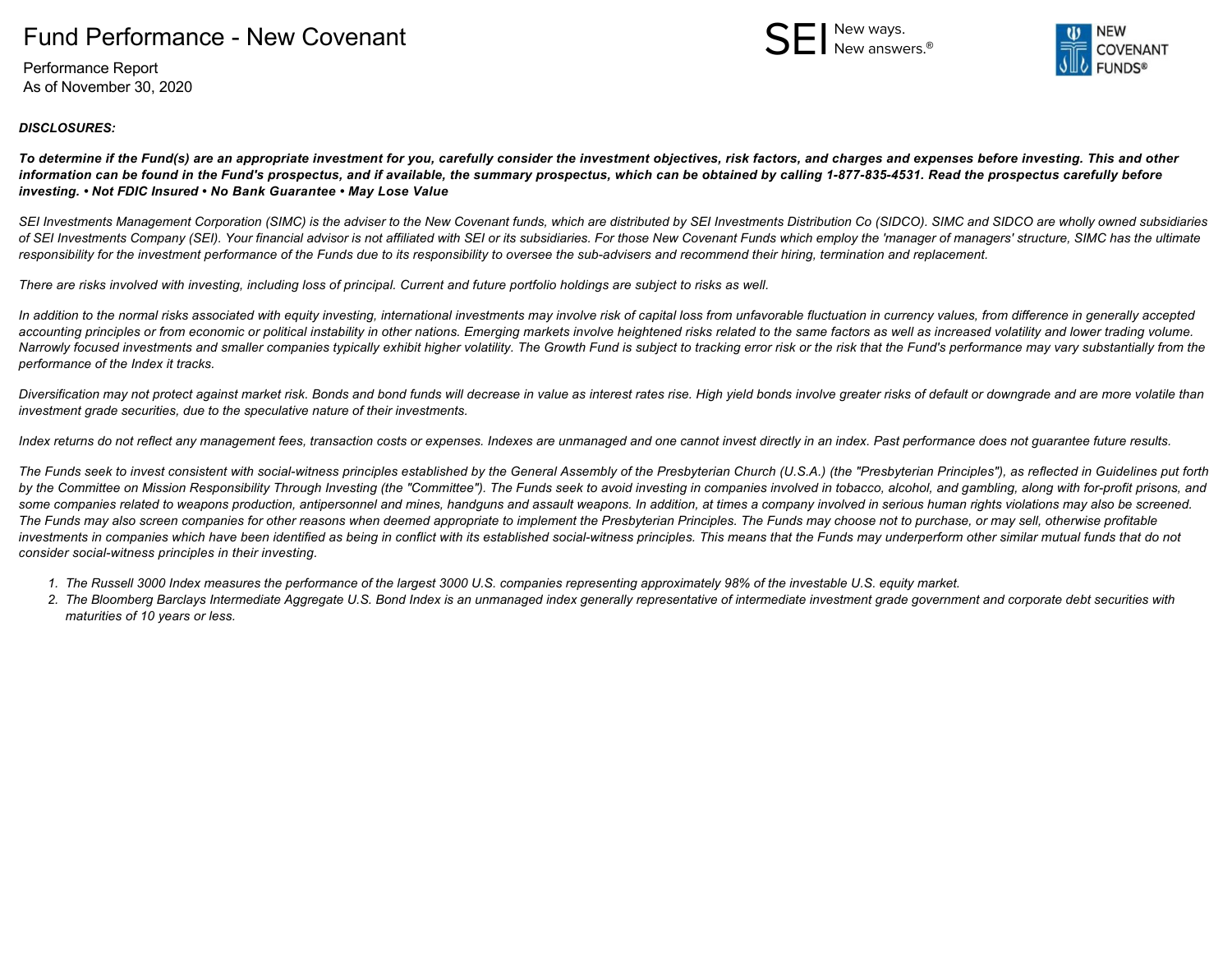# Fund Performance - New Covenant

Performance Report
As of November 30, 2020

***DISCLOSURES:***

***To determine if the Fund(s) are an appropriate investment for you, carefully consider the investment objectives, risk factors, and charges and expenses before investing. This and other information can be found in the Fund's prospectus, and if available, the summary prospectus, which can be obtained by calling 1-877-835-4531. Read the prospectus carefully before investing. • Not FDIC Insured • No Bank Guarantee • May Lose Value***

*SEI Investments Management Corporation (SIMC) is the adviser to the New Covenant funds, which are distributed by SEI Investments Distribution Co (SIDCO). SIMC and SIDCO are wholly owned subsidiaries of SEI Investments Company (SEI). Your financial advisor is not affiliated with SEI or its subsidiaries. For those New Covenant Funds which employ the 'manager of managers' structure, SIMC has the ultimate responsibility for the investment performance of the Funds due to its responsibility to oversee the sub-advisers and recommend their hiring, termination and replacement.*

*There are risks involved with investing, including loss of principal. Current and future portfolio holdings are subject to risks as well.*

*In addition to the normal risks associated with equity investing, international investments may involve risk of capital loss from unfavorable fluctuation in currency values, from difference in generally accepted accounting principles or from economic or political instability in other nations. Emerging markets involve heightened risks related to the same factors as well as increased volatility and lower trading volume. Narrowly focused investments and smaller companies typically exhibit higher volatility. The Growth Fund is subject to tracking error risk or the risk that the Fund's performance may vary substantially from the performance of the Index it tracks.*

*Diversification may not protect against market risk. Bonds and bond funds will decrease in value as interest rates rise. High yield bonds involve greater risks of default or downgrade and are more volatile than investment grade securities, due to the speculative nature of their investments.*

*Index returns do not reflect any management fees, transaction costs or expenses. Indexes are unmanaged and one cannot invest directly in an index. Past performance does not guarantee future results.*

*The Funds seek to invest consistent with social-witness principles established by the General Assembly of the Presbyterian Church (U.S.A.) (the "Presbyterian Principles"), as reflected in Guidelines put forth by the Committee on Mission Responsibility Through Investing (the "Committee"). The Funds seek to avoid investing in companies involved in tobacco, alcohol, and gambling, along with for-profit prisons, and some companies related to weapons production, antipersonnel and mines, handguns and assault weapons. In addition, at times a company involved in serious human rights violations may also be screened. The Funds may also screen companies for other reasons when deemed appropriate to implement the Presbyterian Principles. The Funds may choose not to purchase, or may sell, otherwise profitable investments in companies which have been identified as being in conflict with its established social-witness principles. This means that the Funds may underperform other similar mutual funds that do not consider social-witness principles in their investing.*

1. *The Russell 3000 Index measures the performance of the largest 3000 U.S. companies representing approximately 98% of the investable U.S. equity market.*
2. *The Bloomberg Barclays Intermediate Aggregate U.S. Bond Index is an unmanaged index generally representative of intermediate investment grade government and corporate debt securities with maturities of 10 years or less.*